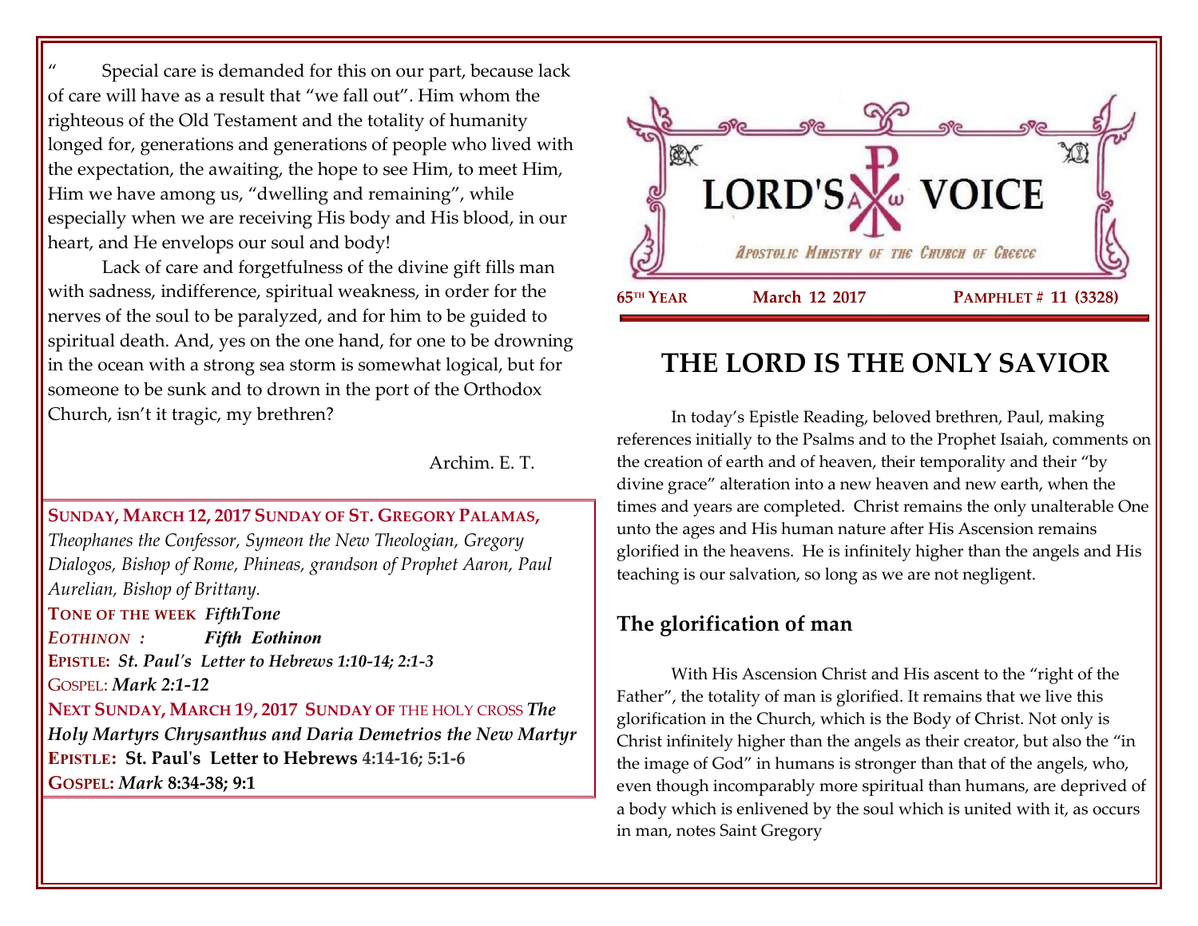" Special care is demanded for this on our part, because lack of care will have as a result that "we fall out". Him whom the righteous of the Old Testament and the totality of humanity longed for, generations and generations of people who lived with the expectation, the awaiting, the hope to see Him, to meet Him, Him we have among us, "dwelling and remaining", while especially when we are receiving His body and His blood, in our heart, and He envelops our soul and body!

Lack of care and forgetfulness of the divine gift fills man with sadness, indifference, spiritual weakness, in order for the nerves of the soul to be paralyzed, and for him to be guided to spiritual death. And, yes on the one hand, for one to be drowning in the ocean with a strong sea storm is somewhat logical, but for someone to be sunk and to drown in the port of the Orthodox Church, isn't it tragic, my brethren?

Archim. E. T.

**SUNDAY, MARCH 12, 2017 SUNDAY OF ST. GREGORY PALAMAS,** *Theophanes the Confessor, Symeon the New Theologian, Gregory Dialogos, Bishop of Rome, Phineas, grandson of Prophet Aaron, Paul Aurelian, Bishop of Brittany.*

**TONE OF THE WEEK** ***FifthTone***

***EOTHINON :*** ***Fifth Eothinon***

**EPISTLE:** ***St. Paul's Letter to Hebrews 1:10-14; 2:1-3***

GOSPEL: ***Mark 2:1-12***

**NEXT SUNDAY, MARCH 19, 2017 SUNDAY OF** THE HOLY CROSS ***The Holy Martyrs Chrysanthus and Daria Demetrios the New Martyr***

**EPISTLE: St. Paul's Letter to Hebrews 4:14-16; 5:1-6**

**GOSPEL:** ***Mark*** **8:34-38; 9:1**

# LORD'S VOICE

*Apostolic Ministry of the Church of Greece*

**65TH YEAR** **March 12 2017** **PAMPHLET # 11 (3328)**

# THE LORD IS THE ONLY SAVIOR

In today's Epistle Reading, beloved brethren, Paul, making references initially to the Psalms and to the Prophet Isaiah, comments on the creation of earth and of heaven, their temporality and their "by divine grace" alteration into a new heaven and new earth, when the times and years are completed. Christ remains the only unalterable One unto the ages and His human nature after His Ascension remains glorified in the heavens. He is infinitely higher than the angels and His teaching is our salvation, so long as we are not negligent.

## The glorification of man

With His Ascension Christ and His ascent to the "right of the Father", the totality of man is glorified. It remains that we live this glorification in the Church, which is the Body of Christ. Not only is Christ infinitely higher than the angels as their creator, but also the "in the image of God" in humans is stronger than that of the angels, who, even though incomparably more spiritual than humans, are deprived of a body which is enlivened by the soul which is united with it, as occurs in man, notes Saint Gregory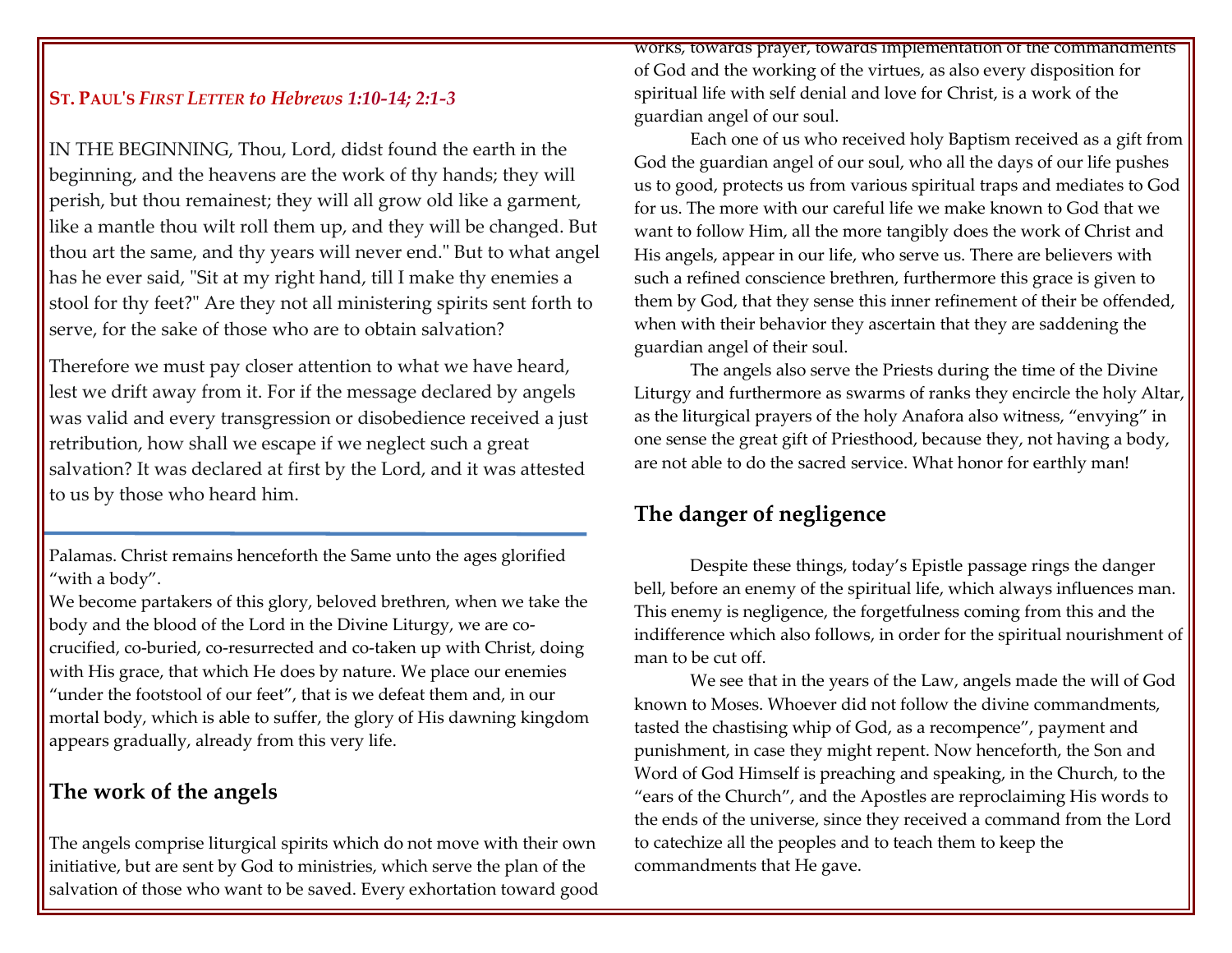**ST. PAUL'S *FIRST LETTER to Hebrews 1:10-14; 2:1-3***

IN THE BEGINNING, Thou, Lord, didst found the earth in the beginning, and the heavens are the work of thy hands; they will perish, but thou remainest; they will all grow old like a garment, like a mantle thou wilt roll them up, and they will be changed. But thou art the same, and thy years will never end." But to what angel has he ever said, "Sit at my right hand, till I make thy enemies a stool for thy feet?" Are they not all ministering spirits sent forth to serve, for the sake of those who are to obtain salvation?

Therefore we must pay closer attention to what we have heard, lest we drift away from it. For if the message declared by angels was valid and every transgression or disobedience received a just retribution, how shall we escape if we neglect such a great salvation? It was declared at first by the Lord, and it was attested to us by those who heard him.

---

Palamas. Christ remains henceforth the Same unto the ages glorified "with a body".
We become partakers of this glory, beloved brethren, when we take the body and the blood of the Lord in the Divine Liturgy, we are co-crucified, co-buried, co-resurrected and co-taken up with Christ, doing with His grace, that which He does by nature. We place our enemies "under the footstool of our feet", that is we defeat them and, in our mortal body, which is able to suffer, the glory of His dawning kingdom appears gradually, already from this very life.

## The work of the angels

The angels comprise liturgical spirits which do not move with their own initiative, but are sent by God to ministries, which serve the plan of the salvation of those who want to be saved. Every exhortation toward good works, towards prayer, towards implementation of the commandments of God and the working of the virtues, as also every disposition for spiritual life with self denial and love for Christ, is a work of the guardian angel of our soul.

Each one of us who received holy Baptism received as a gift from God the guardian angel of our soul, who all the days of our life pushes us to good, protects us from various spiritual traps and mediates to God for us. The more with our careful life we make known to God that we want to follow Him, all the more tangibly does the work of Christ and His angels, appear in our life, who serve us. There are believers with such a refined conscience brethren, furthermore this grace is given to them by God, that they sense this inner refinement of their be offended, when with their behavior they ascertain that they are saddening the guardian angel of their soul.

The angels also serve the Priests during the time of the Divine Liturgy and furthermore as swarms of ranks they encircle the holy Altar, as the liturgical prayers of the holy Anafora also witness, "envying" in one sense the great gift of Priesthood, because they, not having a body, are not able to do the sacred service. What honor for earthly man!

## The danger of negligence

Despite these things, today's Epistle passage rings the danger bell, before an enemy of the spiritual life, which always influences man. This enemy is negligence, the forgetfulness coming from this and the indifference which also follows, in order for the spiritual nourishment of man to be cut off.

We see that in the years of the Law, angels made the will of God known to Moses. Whoever did not follow the divine commandments, tasted the chastising whip of God, as a recompence", payment and punishment, in case they might repent. Now henceforth, the Son and Word of God Himself is preaching and speaking, in the Church, to the "ears of the Church", and the Apostles are reproclaiming His words to the ends of the universe, since they received a command from the Lord to catechize all the peoples and to teach them to keep the commandments that He gave.